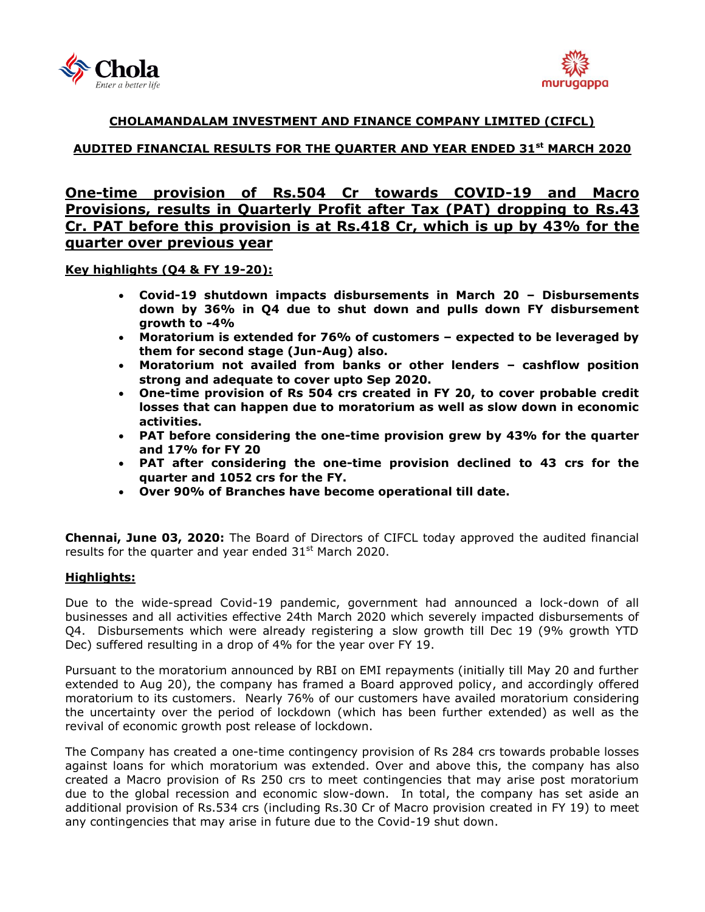## CHOLAMANDALAM INVESTMENT AND FINANCE COMPANY LIMITED (CIFCL)

## AUDITED FINANCIAL RESULTS FOR THE QUARTER AND YEAR ENDED 31st MARCH 2020

# One-time provision of Rs.504 Cr towards COVID-19 and Macro Provisions, results in Quarterly Profit after Tax (PAT) dropping to Rs.43 Cr. PAT before this provision is at Rs.418 Cr, which is up by 43% for the quarter over previous year

**Key highlights (Q4 & FY 19-20):**

- **Covid-19 shutdown impacts disbursements in March 20 – Disbursements down by 36% in Q4 due to shut down and pulls down FY disbursement growth to -4%**
- **Moratorium is extended for 76% of customers – expected to be leveraged by them for second stage (Jun-Aug) also.**
- **Moratorium not availed from banks or other lenders – cashflow position strong and adequate to cover upto Sep 2020.**
- **One-time provision of Rs 504 crs created in FY 20, to cover probable credit losses that can happen due to moratorium as well as slow down in economic activities.**
- **PAT before considering the one-time provision grew by 43% for the quarter and 17% for FY 20**
- **PAT after considering the one-time provision declined to 43 crs for the quarter and 1052 crs for the FY.**
- **Over 90% of Branches have become operational till date.**

**Chennai, June 03, 2020:** The Board of Directors of CIFCL today approved the audited financial results for the quarter and year ended 31st March 2020.

**Highlights:**

Due to the wide-spread Covid-19 pandemic, government had announced a lock-down of all businesses and all activities effective 24th March 2020 which severely impacted disbursements of Q4. Disbursements which were already registering a slow growth till Dec 19 (9% growth YTD Dec) suffered resulting in a drop of 4% for the year over FY 19.

Pursuant to the moratorium announced by RBI on EMI repayments (initially till May 20 and further extended to Aug 20), the company has framed a Board approved policy, and accordingly offered moratorium to its customers. Nearly 76% of our customers have availed moratorium considering the uncertainty over the period of lockdown (which has been further extended) as well as the revival of economic growth post release of lockdown.

The Company has created a one-time contingency provision of Rs 284 crs towards probable losses against loans for which moratorium was extended. Over and above this, the company has also created a Macro provision of Rs 250 crs to meet contingencies that may arise post moratorium due to the global recession and economic slow-down. In total, the company has set aside an additional provision of Rs.534 crs (including Rs.30 Cr of Macro provision created in FY 19) to meet any contingencies that may arise in future due to the Covid-19 shut down.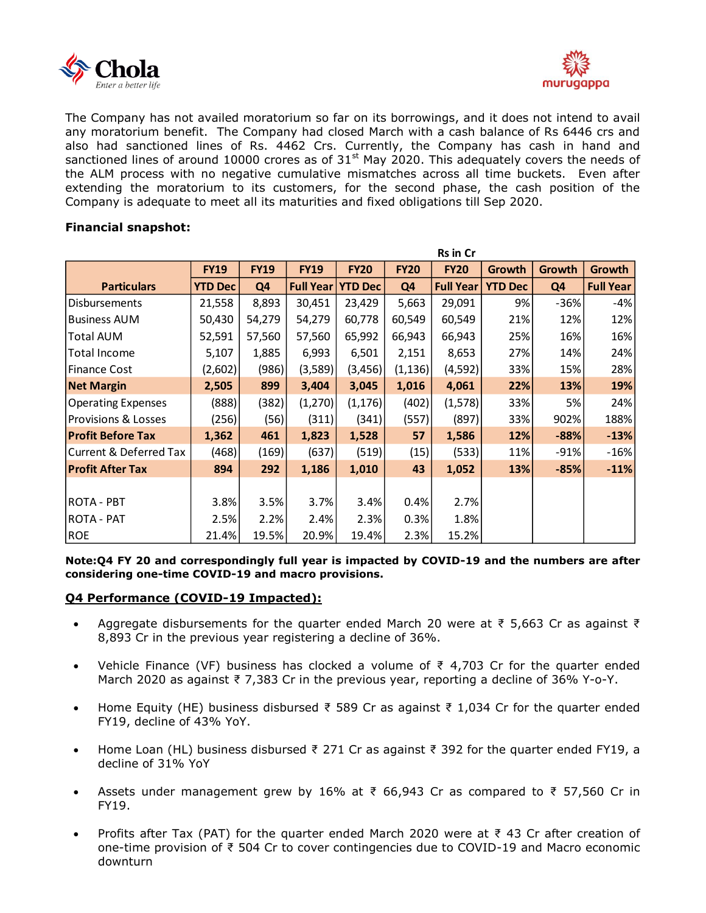The Company has not availed moratorium so far on its borrowings, and it does not intend to avail any moratorium benefit. The Company had closed March with a cash balance of Rs 6446 crs and also had sanctioned lines of Rs. 4462 Crs. Currently, the Company has cash in hand and sanctioned lines of around 10000 crores as of 31st May 2020. This adequately covers the needs of the ALM process with no negative cumulative mismatches across all time buckets. Even after extending the moratorium to its customers, for the second phase, the cash position of the Company is adequate to meet all its maturities and fixed obligations till Sep 2020.

**Financial snapshot:**

Rs in Cr

| Particulars | FY19 YTD Dec | FY19 Q4 | FY19 Full Year | FY20 YTD Dec | FY20 Q4 | FY20 Full Year | Growth YTD Dec | Growth Q4 | Growth Full Year |
|---|---|---|---|---|---|---|---|---|---|
| Disbursements | 21,558 | 8,893 | 30,451 | 23,429 | 5,663 | 29,091 | 9% | -36% | -4% |
| Business AUM | 50,430 | 54,279 | 54,279 | 60,778 | 60,549 | 60,549 | 21% | 12% | 12% |
| Total AUM | 52,591 | 57,560 | 57,560 | 65,992 | 66,943 | 66,943 | 25% | 16% | 16% |
| Total Income | 5,107 | 1,885 | 6,993 | 6,501 | 2,151 | 8,653 | 27% | 14% | 24% |
| Finance Cost | (2,602) | (986) | (3,589) | (3,456) | (1,136) | (4,592) | 33% | 15% | 28% |
| **Net Margin** | **2,505** | **899** | **3,404** | **3,045** | **1,016** | **4,061** | **22%** | **13%** | **19%** |
| Operating Expenses | (888) | (382) | (1,270) | (1,176) | (402) | (1,578) | 33% | 5% | 24% |
| Provisions & Losses | (256) | (56) | (311) | (341) | (557) | (897) | 33% | 902% | 188% |
| **Profit Before Tax** | **1,362** | **461** | **1,823** | **1,528** | **57** | **1,586** | **12%** | **-88%** | **-13%** |
| Current & Deferred Tax | (468) | (169) | (637) | (519) | (15) | (533) | 11% | -91% | -16% |
| **Profit After Tax** | **894** | **292** | **1,186** | **1,010** | **43** | **1,052** | **13%** | **-85%** | **-11%** |
| | | | | | | | | | |
| ROTA - PBT | 3.8% | 3.5% | 3.7% | 3.4% | 0.4% | 2.7% | | | |
| ROTA - PAT | 2.5% | 2.2% | 2.4% | 2.3% | 0.3% | 1.8% | | | |
| ROE | 21.4% | 19.5% | 20.9% | 19.4% | 2.3% | 15.2% | | | |

**Note:Q4 FY 20 and correspondingly full year is impacted by COVID-19 and the numbers are after considering one-time COVID-19 and macro provisions.**

**Q4 Performance (COVID-19 Impacted):**

- Aggregate disbursements for the quarter ended March 20 were at ₹ 5,663 Cr as against ₹ 8,893 Cr in the previous year registering a decline of 36%.
- Vehicle Finance (VF) business has clocked a volume of ₹ 4,703 Cr for the quarter ended March 2020 as against ₹ 7,383 Cr in the previous year, reporting a decline of 36% Y-o-Y.
- Home Equity (HE) business disbursed ₹ 589 Cr as against ₹ 1,034 Cr for the quarter ended FY19, decline of 43% YoY.
- Home Loan (HL) business disbursed ₹ 271 Cr as against ₹ 392 for the quarter ended FY19, a decline of 31% YoY
- Assets under management grew by 16% at ₹ 66,943 Cr as compared to ₹ 57,560 Cr in FY19.
- Profits after Tax (PAT) for the quarter ended March 2020 were at ₹ 43 Cr after creation of one-time provision of ₹ 504 Cr to cover contingencies due to COVID-19 and Macro economic downturn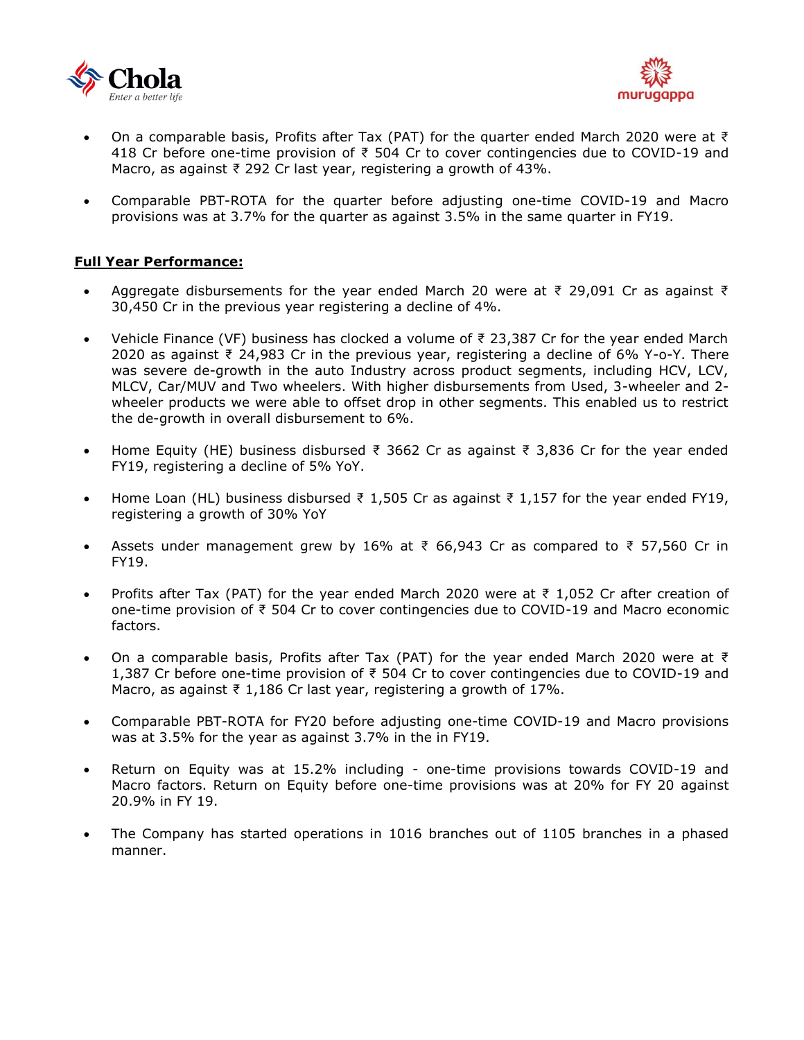- On a comparable basis, Profits after Tax (PAT) for the quarter ended March 2020 were at ₹ 418 Cr before one-time provision of ₹ 504 Cr to cover contingencies due to COVID-19 and Macro, as against ₹ 292 Cr last year, registering a growth of 43%.

- Comparable PBT-ROTA for the quarter before adjusting one-time COVID-19 and Macro provisions was at 3.7% for the quarter as against 3.5% in the same quarter in FY19.

**Full Year Performance:**

- Aggregate disbursements for the year ended March 20 were at ₹ 29,091 Cr as against ₹ 30,450 Cr in the previous year registering a decline of 4%.

- Vehicle Finance (VF) business has clocked a volume of ₹ 23,387 Cr for the year ended March 2020 as against ₹ 24,983 Cr in the previous year, registering a decline of 6% Y-o-Y. There was severe de-growth in the auto Industry across product segments, including HCV, LCV, MLCV, Car/MUV and Two wheelers. With higher disbursements from Used, 3-wheeler and 2-wheeler products we were able to offset drop in other segments. This enabled us to restrict the de-growth in overall disbursement to 6%.

- Home Equity (HE) business disbursed ₹ 3662 Cr as against ₹ 3,836 Cr for the year ended FY19, registering a decline of 5% YoY.

- Home Loan (HL) business disbursed ₹ 1,505 Cr as against ₹ 1,157 for the year ended FY19, registering a growth of 30% YoY

- Assets under management grew by 16% at ₹ 66,943 Cr as compared to ₹ 57,560 Cr in FY19.

- Profits after Tax (PAT) for the year ended March 2020 were at ₹ 1,052 Cr after creation of one-time provision of ₹ 504 Cr to cover contingencies due to COVID-19 and Macro economic factors.

- On a comparable basis, Profits after Tax (PAT) for the year ended March 2020 were at ₹ 1,387 Cr before one-time provision of ₹ 504 Cr to cover contingencies due to COVID-19 and Macro, as against ₹ 1,186 Cr last year, registering a growth of 17%.

- Comparable PBT-ROTA for FY20 before adjusting one-time COVID-19 and Macro provisions was at 3.5% for the year as against 3.7% in the in FY19.

- Return on Equity was at 15.2% including - one-time provisions towards COVID-19 and Macro factors. Return on Equity before one-time provisions was at 20% for FY 20 against 20.9% in FY 19.

- The Company has started operations in 1016 branches out of 1105 branches in a phased manner.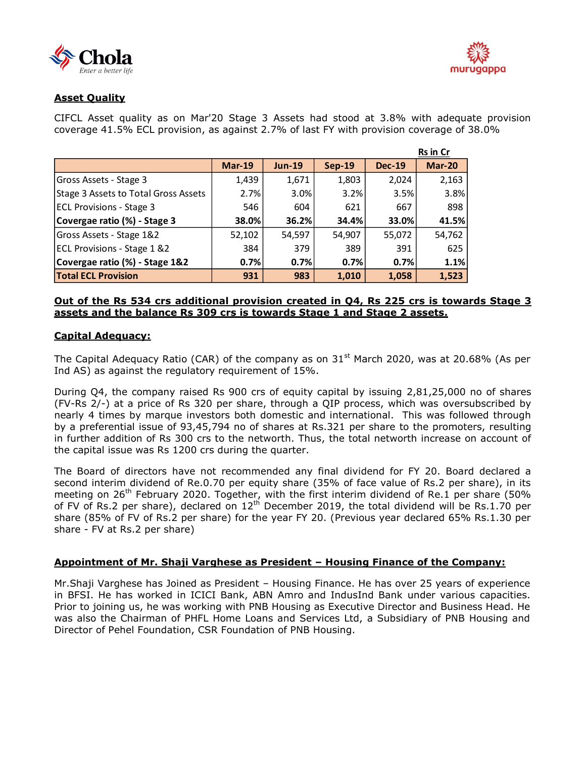## Asset Quality

CIFCL Asset quality as on Mar'20 Stage 3 Assets had stood at 3.8% with adequate provision coverage 41.5% ECL provision, as against 2.7% of last FY with provision coverage of 38.0%

Rs in Cr

| | Mar-19 | Jun-19 | Sep-19 | Dec-19 | Mar-20 |
|---|---|---|---|---|---|
| Gross Assets - Stage 3 | 1,439 | 1,671 | 1,803 | 2,024 | 2,163 |
| Stage 3 Assets to Total Gross Assets | 2.7% | 3.0% | 3.2% | 3.5% | 3.8% |
| ECL Provisions - Stage 3 | 546 | 604 | 621 | 667 | 898 |
| **Covergae ratio (%) - Stage 3** | **38.0%** | **36.2%** | **34.4%** | **33.0%** | **41.5%** |
| Gross Assets - Stage 1&2 | 52,102 | 54,597 | 54,907 | 55,072 | 54,762 |
| ECL Provisions - Stage 1 &2 | 384 | 379 | 389 | 391 | 625 |
| **Covergae ratio (%) - Stage 1&2** | **0.7%** | **0.7%** | **0.7%** | **0.7%** | **1.1%** |
| **Total ECL Provision** | **931** | **983** | **1,010** | **1,058** | **1,523** |

**Out of the Rs 534 crs additional provision created in Q4, Rs 225 crs is towards Stage 3 assets and the balance Rs 309 crs is towards Stage 1 and Stage 2 assets.**

## Capital Adequacy:

The Capital Adequacy Ratio (CAR) of the company as on 31st March 2020, was at 20.68% (As per Ind AS) as against the regulatory requirement of 15%.

During Q4, the company raised Rs 900 crs of equity capital by issuing 2,81,25,000 no of shares (FV-Rs 2/-) at a price of Rs 320 per share, through a QIP process, which was oversubscribed by nearly 4 times by marque investors both domestic and international. This was followed through by a preferential issue of 93,45,794 no of shares at Rs.321 per share to the promoters, resulting in further addition of Rs 300 crs to the networth. Thus, the total networth increase on account of the capital issue was Rs 1200 crs during the quarter.

The Board of directors have not recommended any final dividend for FY 20. Board declared a second interim dividend of Re.0.70 per equity share (35% of face value of Rs.2 per share), in its meeting on 26th February 2020. Together, with the first interim dividend of Re.1 per share (50% of FV of Rs.2 per share), declared on 12th December 2019, the total dividend will be Rs.1.70 per share (85% of FV of Rs.2 per share) for the year FY 20. (Previous year declared 65% Rs.1.30 per share - FV at Rs.2 per share)

## Appointment of Mr. Shaji Varghese as President – Housing Finance of the Company:

Mr.Shaji Varghese has Joined as President – Housing Finance. He has over 25 years of experience in BFSI. He has worked in ICICI Bank, ABN Amro and IndusInd Bank under various capacities. Prior to joining us, he was working with PNB Housing as Executive Director and Business Head. He was also the Chairman of PHFL Home Loans and Services Ltd, a Subsidiary of PNB Housing and Director of Pehel Foundation, CSR Foundation of PNB Housing.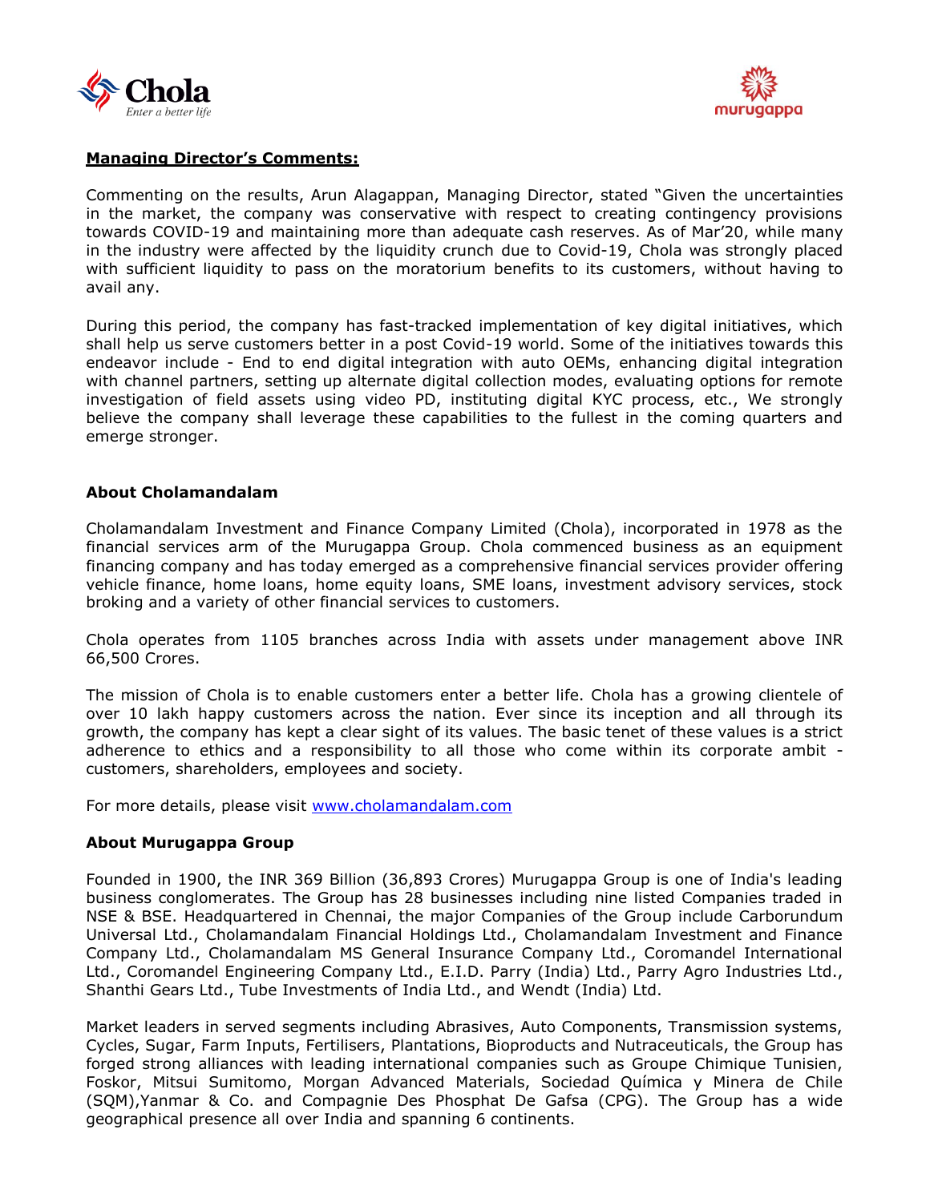**Managing Director's Comments:**

Commenting on the results, Arun Alagappan, Managing Director, stated "Given the uncertainties in the market, the company was conservative with respect to creating contingency provisions towards COVID-19 and maintaining more than adequate cash reserves. As of Mar'20, while many in the industry were affected by the liquidity crunch due to Covid-19, Chola was strongly placed with sufficient liquidity to pass on the moratorium benefits to its customers, without having to avail any.

During this period, the company has fast-tracked implementation of key digital initiatives, which shall help us serve customers better in a post Covid-19 world. Some of the initiatives towards this endeavor include - End to end digital integration with auto OEMs, enhancing digital integration with channel partners, setting up alternate digital collection modes, evaluating options for remote investigation of field assets using video PD, instituting digital KYC process, etc., We strongly believe the company shall leverage these capabilities to the fullest in the coming quarters and emerge stronger.

**About Cholamandalam**

Cholamandalam Investment and Finance Company Limited (Chola), incorporated in 1978 as the financial services arm of the Murugappa Group. Chola commenced business as an equipment financing company and has today emerged as a comprehensive financial services provider offering vehicle finance, home loans, home equity loans, SME loans, investment advisory services, stock broking and a variety of other financial services to customers.

Chola operates from 1105 branches across India with assets under management above INR 66,500 Crores.

The mission of Chola is to enable customers enter a better life. Chola has a growing clientele of over 10 lakh happy customers across the nation. Ever since its inception and all through its growth, the company has kept a clear sight of its values. The basic tenet of these values is a strict adherence to ethics and a responsibility to all those who come within its corporate ambit - customers, shareholders, employees and society.

For more details, please visit [www.cholamandalam.com](www.cholamandalam.com)

**About Murugappa Group**

Founded in 1900, the INR 369 Billion (36,893 Crores) Murugappa Group is one of India's leading business conglomerates. The Group has 28 businesses including nine listed Companies traded in NSE & BSE. Headquartered in Chennai, the major Companies of the Group include Carborundum Universal Ltd., Cholamandalam Financial Holdings Ltd., Cholamandalam Investment and Finance Company Ltd., Cholamandalam MS General Insurance Company Ltd., Coromandel International Ltd., Coromandel Engineering Company Ltd., E.I.D. Parry (India) Ltd., Parry Agro Industries Ltd., Shanthi Gears Ltd., Tube Investments of India Ltd., and Wendt (India) Ltd.

Market leaders in served segments including Abrasives, Auto Components, Transmission systems, Cycles, Sugar, Farm Inputs, Fertilisers, Plantations, Bioproducts and Nutraceuticals, the Group has forged strong alliances with leading international companies such as Groupe Chimique Tunisien, Foskor, Mitsui Sumitomo, Morgan Advanced Materials, Sociedad Química y Minera de Chile (SQM),Yanmar & Co. and Compagnie Des Phosphat De Gafsa (CPG). The Group has a wide geographical presence all over India and spanning 6 continents.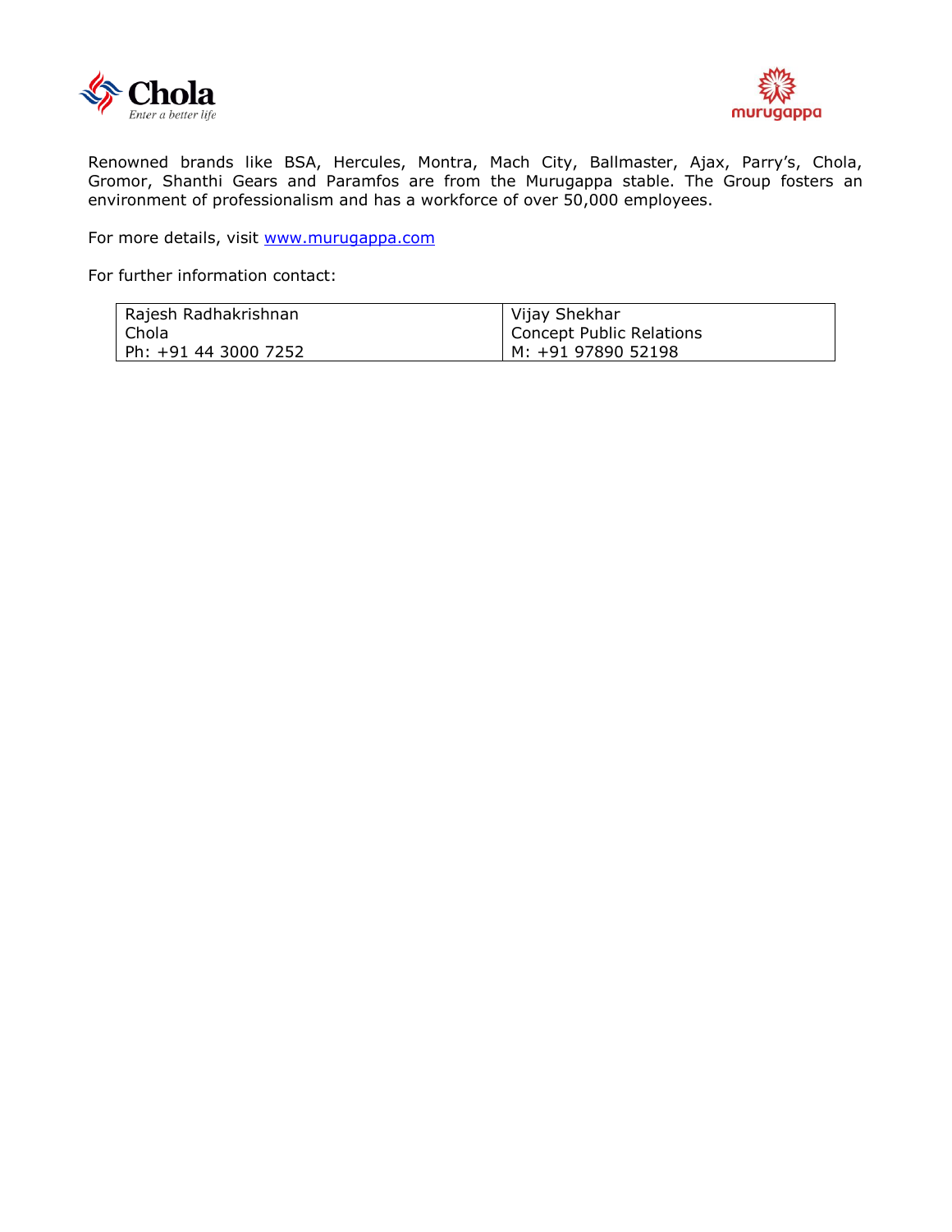Renowned brands like BSA, Hercules, Montra, Mach City, Ballmaster, Ajax, Parry's, Chola, Gromor, Shanthi Gears and Paramfos are from the Murugappa stable. The Group fosters an environment of professionalism and has a workforce of over 50,000 employees.

For more details, visit [www.murugappa.com](http://www.murugappa.com)

For further information contact:

| | |
|---|---|
| Rajesh Radhakrishnan<br>Chola<br>Ph: +91 44 3000 7252 | Vijay Shekhar<br>Concept Public Relations<br>M: +91 97890 52198 |